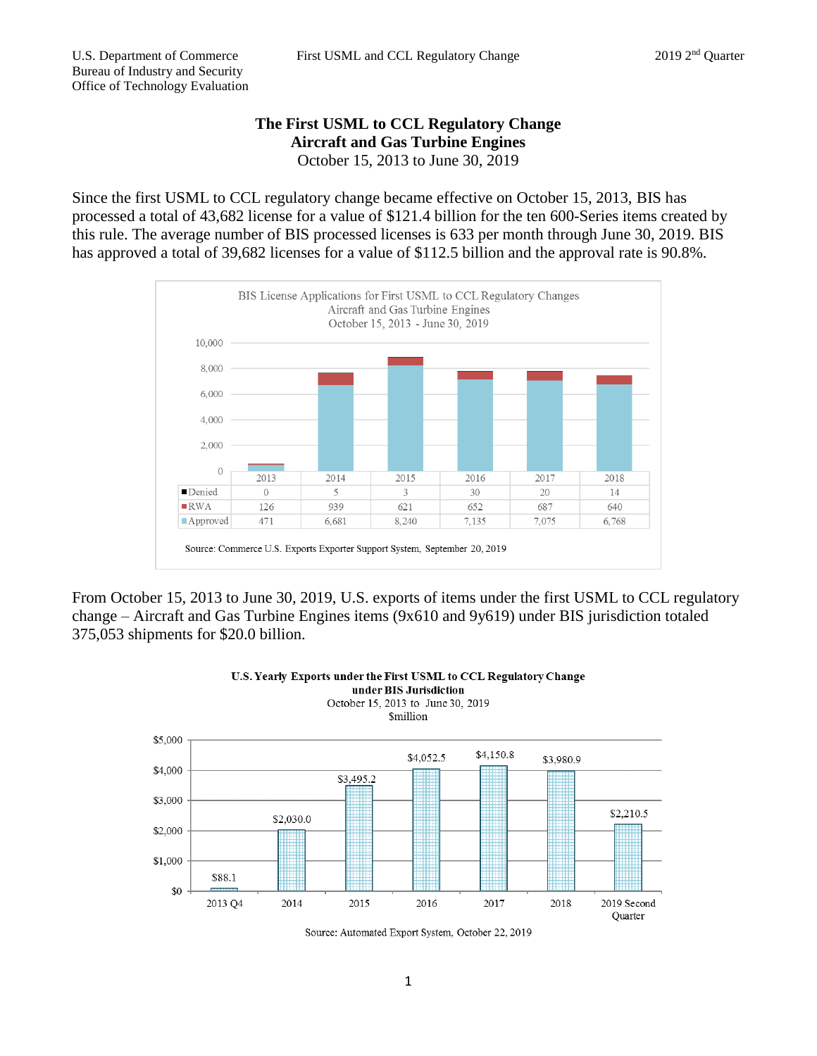# The First USML to CCL Regulatory Change
## Aircraft and Gas Turbine Engines
October 15, 2013 to June 30, 2019

Since the first USML to CCL regulatory change became effective on October 15, 2013, BIS has processed a total of 43,682 license for a value of $121.4 billion for the ten 600-Series items created by this rule. The average number of BIS processed licenses is 633 per month through June 30, 2019. BIS has approved a total of 39,682 licenses for a value of $112.5 billion and the approval rate is 90.8%.

BIS License Applications for First USML to CCL Regulatory Changes
Aircraft and Gas Turbine Engines
October 15, 2013 - June 30, 2019

| | 2013 | 2014 | 2015 | 2016 | 2017 | 2018 |
|---|---|---|---|---|---|---|
| Denied | 0 | 5 | 3 | 30 | 20 | 14 |
| RWA | 126 | 939 | 621 | 652 | 687 | 640 |
| Approved | 471 | 6,681 | 8,240 | 7,135 | 7,075 | 6,768 |

Source: Commerce U.S. Exports Exporter Support System, September 20, 2019

From October 15, 2013 to June 30, 2019, U.S. exports of items under the first USML to CCL regulatory change – Aircraft and Gas Turbine Engines items (9x610 and 9y619) under BIS jurisdiction totaled 375,053 shipments for $20.0 billion.

**U.S. Yearly Exports under the First USML to CCL Regulatory Change under BIS Jurisdiction**
October 15, 2013 to June 30, 2019
$million

| 2013 Q4 | 2014 | 2015 | 2016 | 2017 | 2018 | 2019 Second Quarter |
|---|---|---|---|---|---|---|
| $88.1 | $2,030.0 | $3,495.2 | $4,052.5 | $4,150.8 | $3,980.9 | $2,210.5 |

Source: Automated Export System, October 22, 2019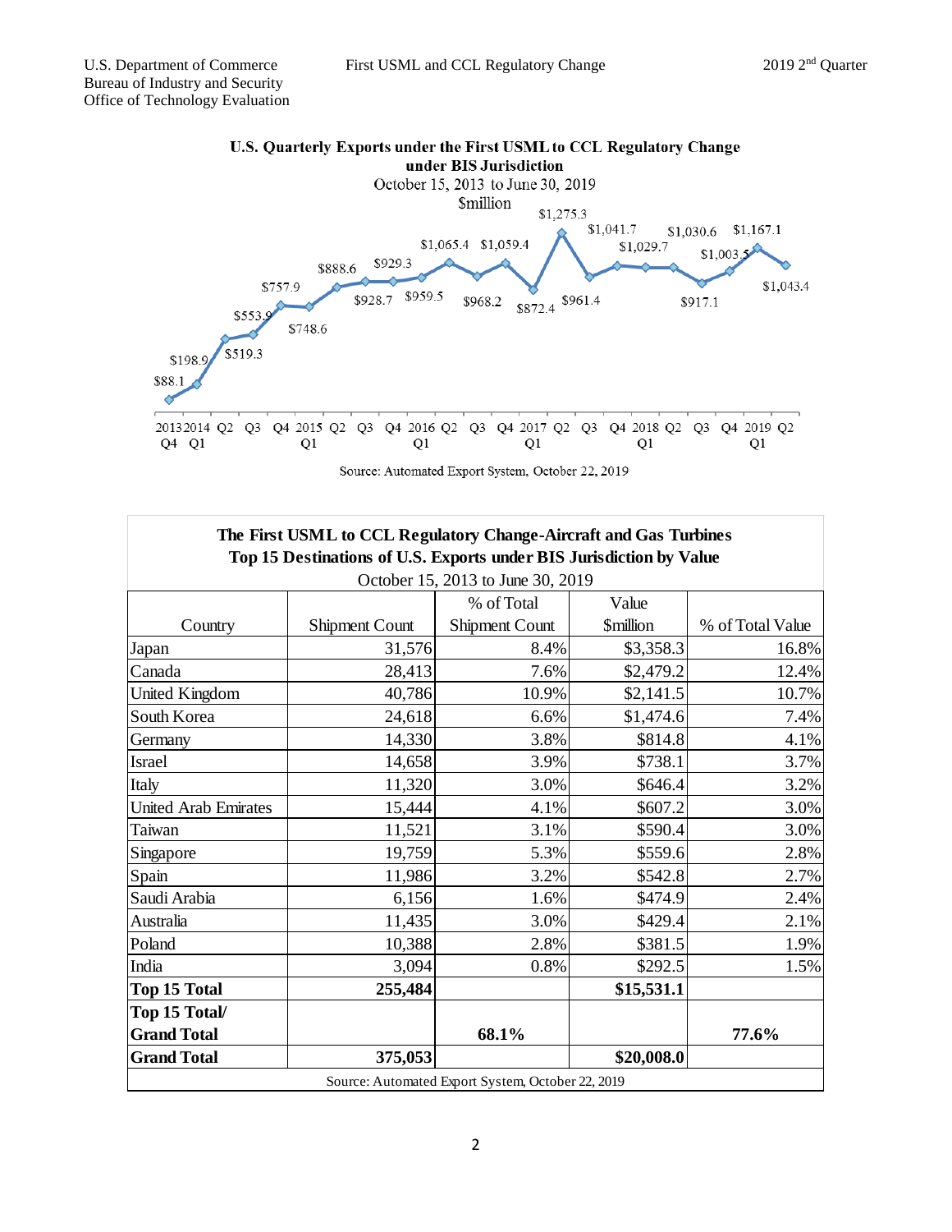U.S. Quarterly Exports under the First USML to CCL Regulatory Change under BIS Jurisdiction

October 15, 2013 to June 30, 2019

$million

| Quarter | Value ($million) |
|---|---|
| 2013 Q4 | $88.1 |
| 2014 Q1 | $198.9 |
| Q2 | $553.9 |
| Q3 | $519.3 |
| Q4 | $757.9 |
| 2015 Q1 | $748.6 |
| Q2 | $888.6 |
| Q3 | $928.7 |
| Q4 | $929.3 |
| 2016 Q1 | $959.5 |
| Q2 | $1,065.4 |
| Q3 | $968.2 |
| Q4 | $1,059.4 |
| 2017 Q1 | $872.4 |
| Q2 | $1,275.3 |
| Q3 | $961.4 |
| Q4 | $1,041.7 |
| 2018 Q1 | $1,029.7 |
| Q2 | $1,030.6 |
| Q3 | $917.1 |
| Q4 | $1,003.5 |
| 2019 Q1 | $1,167.1 |
| Q2 | $1,043.4 |

Source: Automated Export System, October 22, 2019

**The First USML to CCL Regulatory Change-Aircraft and Gas Turbines**
**Top 15 Destinations of U.S. Exports under BIS Jurisdiction by Value**
October 15, 2013 to June 30, 2019

| Country | Shipment Count | % of Total Shipment Count | Value $million | % of Total Value |
|---|---|---|---|---|
| Japan | 31,576 | 8.4% | $3,358.3 | 16.8% |
| Canada | 28,413 | 7.6% | $2,479.2 | 12.4% |
| United Kingdom | 40,786 | 10.9% | $2,141.5 | 10.7% |
| South Korea | 24,618 | 6.6% | $1,474.6 | 7.4% |
| Germany | 14,330 | 3.8% | $814.8 | 4.1% |
| Israel | 14,658 | 3.9% | $738.1 | 3.7% |
| Italy | 11,320 | 3.0% | $646.4 | 3.2% |
| United Arab Emirates | 15,444 | 4.1% | $607.2 | 3.0% |
| Taiwan | 11,521 | 3.1% | $590.4 | 3.0% |
| Singapore | 19,759 | 5.3% | $559.6 | 2.8% |
| Spain | 11,986 | 3.2% | $542.8 | 2.7% |
| Saudi Arabia | 6,156 | 1.6% | $474.9 | 2.4% |
| Australia | 11,435 | 3.0% | $429.4 | 2.1% |
| Poland | 10,388 | 2.8% | $381.5 | 1.9% |
| India | 3,094 | 0.8% | $292.5 | 1.5% |
| **Top 15 Total** | **255,484** | | **$15,531.1** | |
| **Top 15 Total/ Grand Total** | | **68.1%** | | **77.6%** |
| **Grand Total** | **375,053** | | **$20,008.0** | |

Source: Automated Export System, October 22, 2019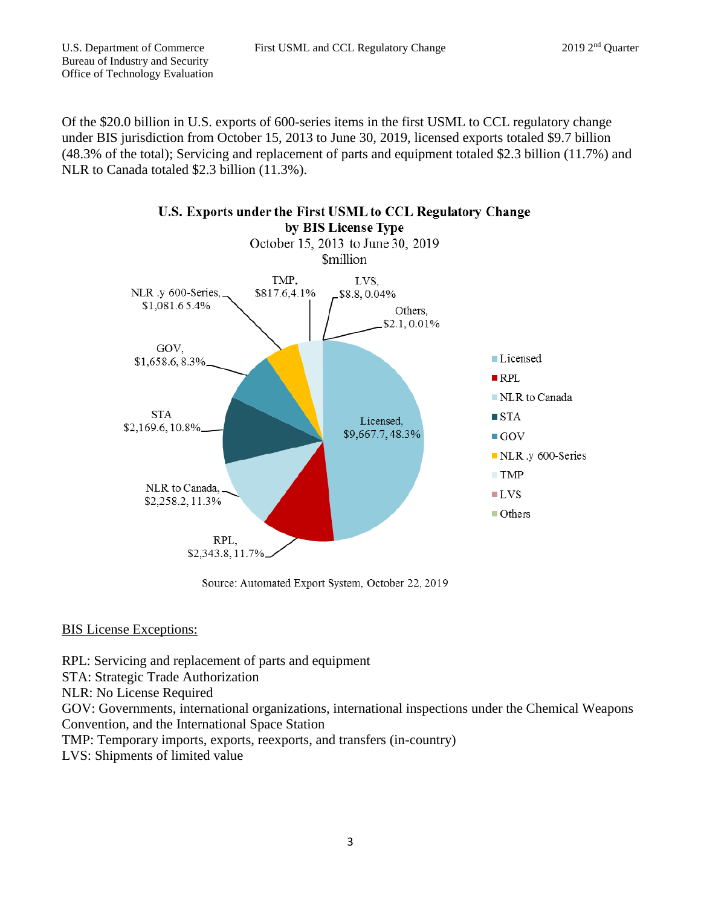Of the $20.0 billion in U.S. exports of 600-series items in the first USML to CCL regulatory change under BIS jurisdiction from October 15, 2013 to June 30, 2019, licensed exports totaled $9.7 billion (48.3% of the total); Servicing and replacement of parts and equipment totaled $2.3 billion (11.7%) and NLR to Canada totaled $2.3 billion (11.3%).

**U.S. Exports under the First USML to CCL Regulatory Change by BIS License Type**

October 15, 2013 to June 30, 2019

$million

Licensed, $9,667.7, 48.3%

RPL, $2,343.8, 11.7%

NLR to Canada, $2,258.2, 11.3%

STA $2,169.6, 10.8%

GOV, $1,658.6, 8.3%

NLR .y 600-Series, $1,081.6 5.4%

TMP, $817.6, 4.1%

LVS, $8.8, 0.04%

Others, $2.1, 0.01%

Licensed

RPL

NLR to Canada

STA

GOV

NLR .y 600-Series

TMP

LVS

Others

Source: Automated Export System, October 22, 2019

BIS License Exceptions:

RPL: Servicing and replacement of parts and equipment
STA: Strategic Trade Authorization
NLR: No License Required
GOV: Governments, international organizations, international inspections under the Chemical Weapons Convention, and the International Space Station
TMP: Temporary imports, exports, reexports, and transfers (in-country)
LVS: Shipments of limited value